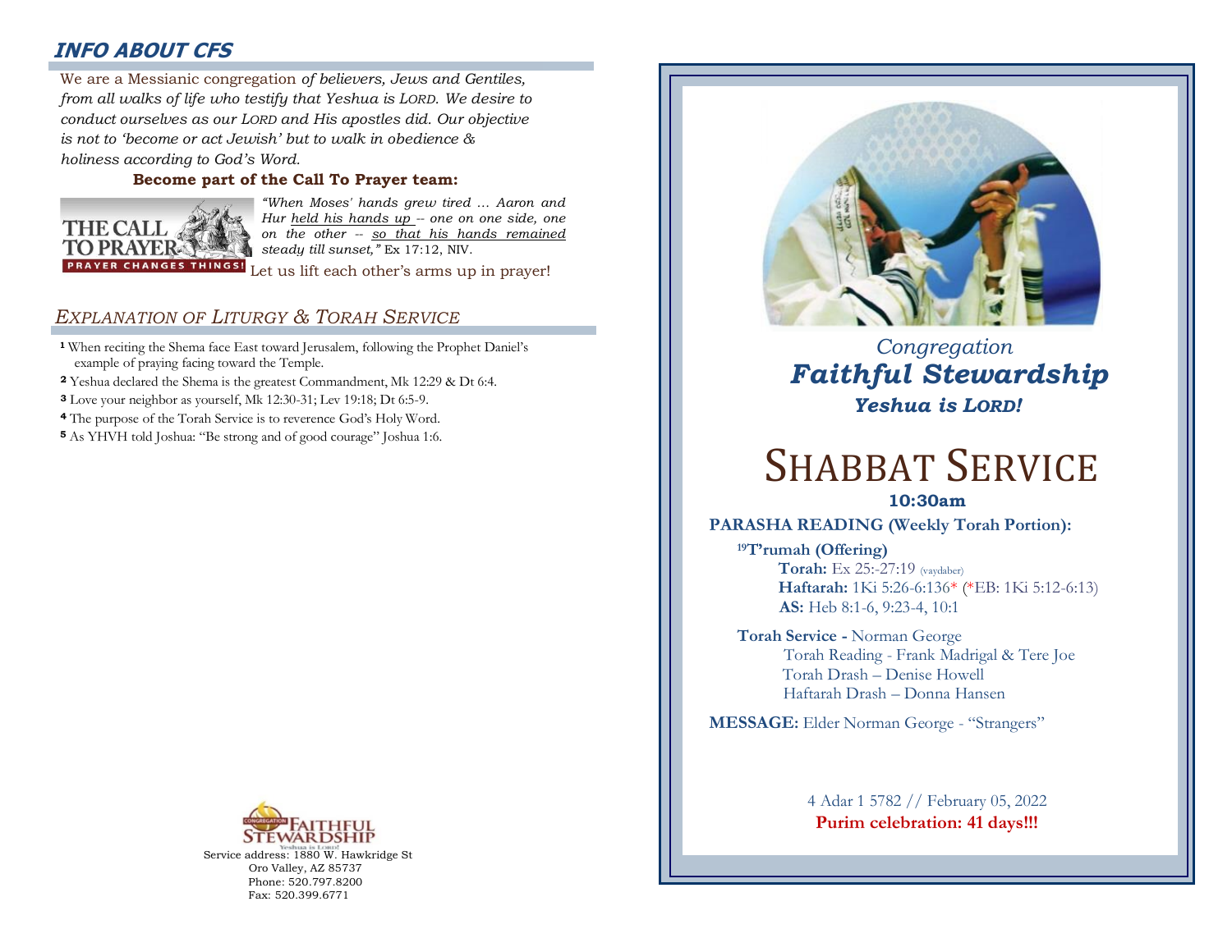## INFO ABOUT CFS

We are a Messianic congregation *of believers, Jews and Gentiles, from all walks of life who testify that Yeshua is LORD. We desire to conduct ourselves as our LORD and His apostles did. Our objective is not to 'become or act Jewish' but to walk in obedience & holiness according to God's Word.*

**Become part of the Call To Prayer team:**

THE CALL TO PRAYER — PRAYER CHANGES THINGS!

*"When Moses' hands grew tired ... Aaron and Hur held his hands up -- one on one side, one on the other -- so that his hands remained steady till sunset,"* Ex 17:12, NIV.

Let us lift each other's arms up in prayer!

## EXPLANATION OF LITURGY & TORAH SERVICE

**1** When reciting the Shema face East toward Jerusalem, following the Prophet Daniel's example of praying facing toward the Temple.

**2** Yeshua declared the Shema is the greatest Commandment, Mk 12:29 & Dt 6:4.

**3** Love your neighbor as yourself, Mk 12:30-31; Lev 19:18; Dt 6:5-9.

**4** The purpose of the Torah Service is to reverence God's Holy Word.

**5** As YHVH told Joshua: "Be strong and of good courage" Joshua 1:6.

Congregation Faithful Stewardship — Yeshua is Lord!

Service address: 1880 W. Hawkridge St
Oro Valley, AZ 85737
Phone: 520.797.8200
Fax: 520.399.6771

*Congregation*

***Faithful Stewardship***

***Yeshua is LORD!***

# SHABBAT SERVICE

**10:30am**

**PARASHA READING (Weekly Torah Portion):**

**[19]T'rumah (Offering)**

**Torah:** Ex 25:-27:19 (vaydaber)

**Haftarah:** 1Ki 5:26-6:136* (*EB: 1Ki 5:12-6:13)

**AS:** Heb 8:1-6, 9:23-4, 10:1

**Torah Service -** Norman George

Torah Reading - Frank Madrigal & Tere Joe

Torah Drash – Denise Howell

Haftarah Drash – Donna Hansen

**MESSAGE:** Elder Norman George - "Strangers"

4 Adar 1 5782 // February 05, 2022

**Purim celebration: 41 days!!!**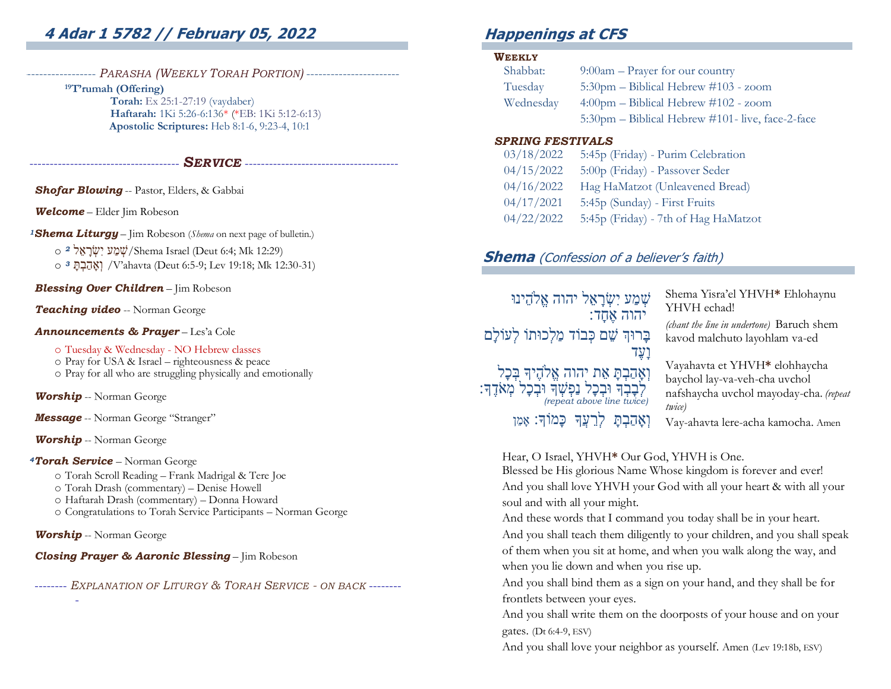## 4 Adar 1 5782 // February 05, 2022

----------------- *PARASHA (WEEKLY TORAH PORTION)* -----------------------

**[19]T'rumah (Offering)**

**Torah:** Ex 25:1-27:19 (vaydaber)

**Haftarah:** 1Ki 5:26-6:136* (*EB: 1Ki 5:12-6:13)

**Apostolic Scriptures:** Heb 8:1-6, 9:23-4, 10:1

------------------------------------ ***SERVICE*** -------------------------------------

***Shofar Blowing*** -- Pastor, Elders, & Gabbai

***Welcome*** – Elder Jim Robeson

[1]***Shema Liturgy*** – Jim Robeson (*Shema* on next page of bulletin.)

- [2] שְׁמַע יִשְׂרָאֵל/Shema Israel (Deut 6:4; Mk 12:29)
- [3] וְאָהַבְתָּ /V'ahavta (Deut 6:5-9; Lev 19:18; Mk 12:30-31)

***Blessing Over Children*** – Jim Robeson

***Teaching video*** -- Norman George

***Announcements & Prayer*** – Les'a Cole

- Tuesday & Wednesday - NO Hebrew classes
- Pray for USA & Israel – righteousness & peace
- Pray for all who are struggling physically and emotionally

***Worship*** -- Norman George

***Message*** -- Norman George "Stranger"

***Worship*** -- Norman George

[4]***Torah Service*** – Norman George

- Torah Scroll Reading – Frank Madrigal & Tere Joe
- Torah Drash (commentary) – Denise Howell
- Haftarah Drash (commentary) – Donna Howard
- Congratulations to Torah Service Participants – Norman George

***Worship*** -- Norman George

***Closing Prayer & Aaronic Blessing*** – Jim Robeson

-------- *EXPLANATION OF LITURGY & TORAH SERVICE - ON BACK* --------

## Happenings at CFS

**WEEKLY**

| | |
|---|---|
| Shabbat: | 9:00am – Prayer for our country |
| Tuesday | 5:30pm – Biblical Hebrew #103 - zoom |
| Wednesday | 4:00pm – Biblical Hebrew #102 - zoom |
| | 5:30pm – Biblical Hebrew #101- live, face-2-face |

***SPRING FESTIVALS***

| | |
|---|---|
| 03/18/2022 | 5:45p (Friday) - Purim Celebration |
| 04/15/2022 | 5:00p (Friday) - Passover Seder |
| 04/16/2022 | Hag HaMatzot (Unleavened Bread) |
| 04/17/2021 | 5:45p (Sunday) - First Fruits |
| 04/22/2022 | 5:45p (Friday) - 7th of Hag HaMatzot |

## Shema *(Confession of a believer's faith)*

שְׁמַע יִשְׂרָאֵל יהוה אֱלֹהֵינוּ יהוה אֶחָד:

Shema Yisra'el YHVH* Ehlohaynu YHVH echad!

בָּרוּךְ שֵׁם כְּבוֹד מַלְכוּתוֹ לְעוֹלָם וָעֶד

*(chant the line in undertone)* Baruch shem kavod malchuto layohlam va-ed

וְאָהַבְתָּ אֵת יהוה אֱלֹהֶיךָ בְּכָל לְבָבְךָ וּבְכָל נַפְשְׁךָ וּבְכָל מְאֹדֶךָ:
*(repeat above line twice)*

Vayahavta et YHVH* elohhaycha baychol lay-va-veh-cha uvchol nafshaycha uvchol mayoday-cha. *(repeat twice)*

וְאָהַבְתָּ לְרֵעֲךָ כָּמוֹךָ: אָמֵן

Vay-ahavta lere-acha kamocha. Amen

Hear, O Israel, YHVH* Our God, YHVH is One.
Blessed be His glorious Name Whose kingdom is forever and ever!
And you shall love YHVH your God with all your heart & with all your soul and with all your might.
And these words that I command you today shall be in your heart.
And you shall teach them diligently to your children, and you shall speak of them when you sit at home, and when you walk along the way, and when you lie down and when you rise up.
And you shall bind them as a sign on your hand, and they shall be for frontlets between your eyes.
And you shall write them on the doorposts of your house and on your gates. (Dt 6:4-9, ESV)
And you shall love your neighbor as yourself. Amen (Lev 19:18b, ESV)